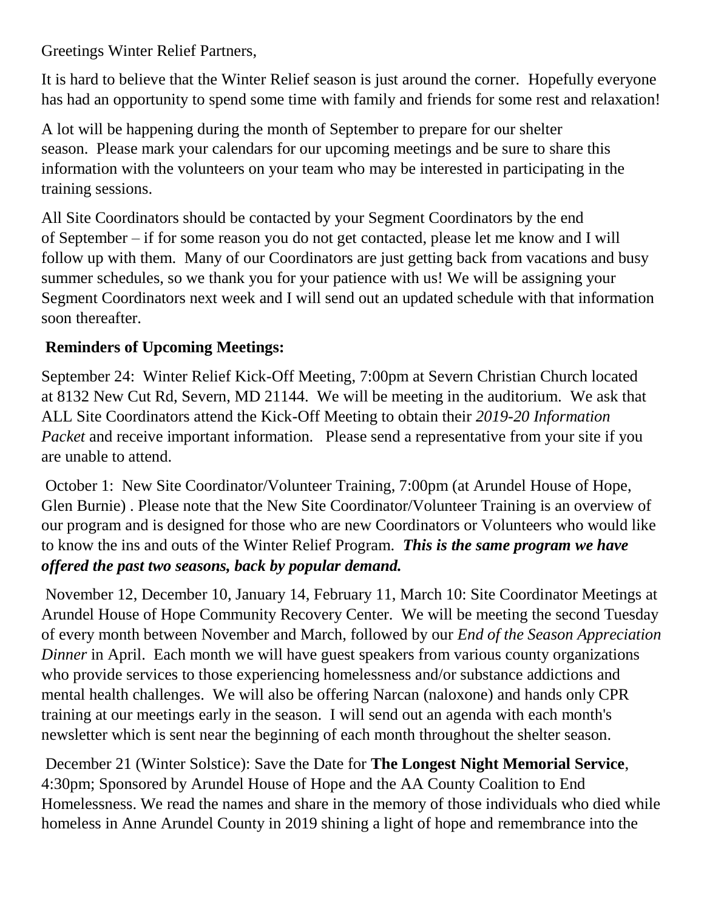Greetings Winter Relief Partners,

It is hard to believe that the Winter Relief season is just around the corner. Hopefully everyone has had an opportunity to spend some time with family and friends for some rest and relaxation!

A lot will be happening during the month of September to prepare for our shelter season. Please mark your calendars for our upcoming meetings and be sure to share this information with the volunteers on your team who may be interested in participating in the training sessions.

All Site Coordinators should be contacted by your Segment Coordinators by the end of September – if for some reason you do not get contacted, please let me know and I will follow up with them. Many of our Coordinators are just getting back from vacations and busy summer schedules, so we thank you for your patience with us! We will be assigning your Segment Coordinators next week and I will send out an updated schedule with that information soon thereafter.

**Reminders of Upcoming Meetings:**

September 24: Winter Relief Kick-Off Meeting, 7:00pm at Severn Christian Church located at 8132 New Cut Rd, Severn, MD 21144. We will be meeting in the auditorium. We ask that ALL Site Coordinators attend the Kick-Off Meeting to obtain their *2019-20 Information Packet* and receive important information. Please send a representative from your site if you are unable to attend.

October 1: New Site Coordinator/Volunteer Training, 7:00pm (at Arundel House of Hope, Glen Burnie) . Please note that the New Site Coordinator/Volunteer Training is an overview of our program and is designed for those who are new Coordinators or Volunteers who would like to know the ins and outs of the Winter Relief Program. ***This is the same program we have offered the past two seasons, back by popular demand.***

November 12, December 10, January 14, February 11, March 10: Site Coordinator Meetings at Arundel House of Hope Community Recovery Center. We will be meeting the second Tuesday of every month between November and March, followed by our *End of the Season Appreciation Dinner* in April. Each month we will have guest speakers from various county organizations who provide services to those experiencing homelessness and/or substance addictions and mental health challenges. We will also be offering Narcan (naloxone) and hands only CPR training at our meetings early in the season. I will send out an agenda with each month's newsletter which is sent near the beginning of each month throughout the shelter season.

December 21 (Winter Solstice): Save the Date for **The Longest Night Memorial Service**, 4:30pm; Sponsored by Arundel House of Hope and the AA County Coalition to End Homelessness. We read the names and share in the memory of those individuals who died while homeless in Anne Arundel County in 2019 shining a light of hope and remembrance into the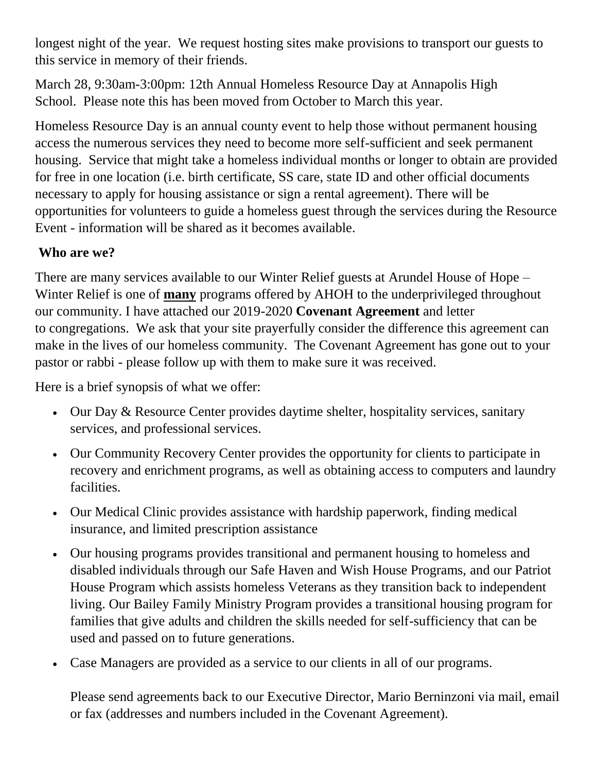longest night of the year. We request hosting sites make provisions to transport our guests to this service in memory of their friends.

March 28, 9:30am-3:00pm: 12th Annual Homeless Resource Day at Annapolis High School. Please note this has been moved from October to March this year.

Homeless Resource Day is an annual county event to help those without permanent housing access the numerous services they need to become more self-sufficient and seek permanent housing. Service that might take a homeless individual months or longer to obtain are provided for free in one location (i.e. birth certificate, SS care, state ID and other official documents necessary to apply for housing assistance or sign a rental agreement). There will be opportunities for volunteers to guide a homeless guest through the services during the Resource Event - information will be shared as it becomes available.

**Who are we?**

There are many services available to our Winter Relief guests at Arundel House of Hope – Winter Relief is one of **many** programs offered by AHOH to the underprivileged throughout our community. I have attached our 2019-2020 **Covenant Agreement** and letter to congregations. We ask that your site prayerfully consider the difference this agreement can make in the lives of our homeless community. The Covenant Agreement has gone out to your pastor or rabbi - please follow up with them to make sure it was received.

Here is a brief synopsis of what we offer:

- Our Day & Resource Center provides daytime shelter, hospitality services, sanitary services, and professional services.
- Our Community Recovery Center provides the opportunity for clients to participate in recovery and enrichment programs, as well as obtaining access to computers and laundry facilities.
- Our Medical Clinic provides assistance with hardship paperwork, finding medical insurance, and limited prescription assistance
- Our housing programs provides transitional and permanent housing to homeless and disabled individuals through our Safe Haven and Wish House Programs, and our Patriot House Program which assists homeless Veterans as they transition back to independent living. Our Bailey Family Ministry Program provides a transitional housing program for families that give adults and children the skills needed for self-sufficiency that can be used and passed on to future generations.
- Case Managers are provided as a service to our clients in all of our programs.

  Please send agreements back to our Executive Director, Mario Berninzoni via mail, email or fax (addresses and numbers included in the Covenant Agreement).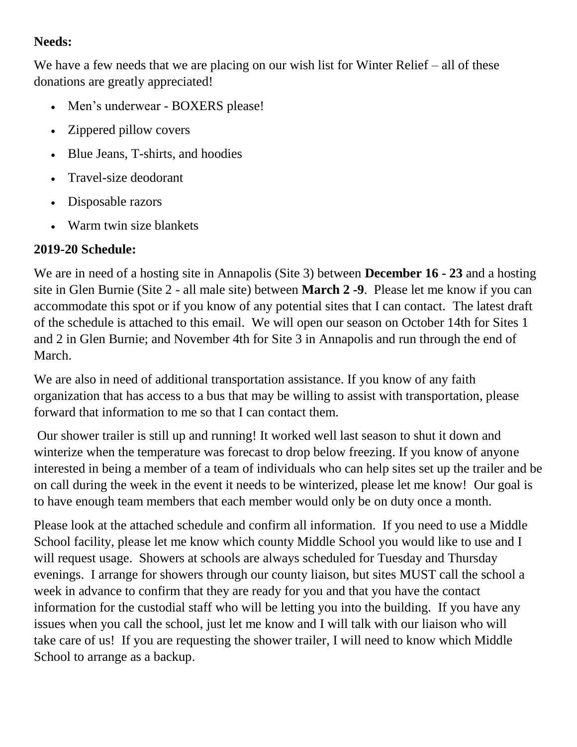**Needs:**

We have a few needs that we are placing on our wish list for Winter Relief – all of these donations are greatly appreciated!

- Men's underwear - BOXERS please!
- Zippered pillow covers
- Blue Jeans, T-shirts, and hoodies
- Travel-size deodorant
- Disposable razors
- Warm twin size blankets

**2019-20 Schedule:**

We are in need of a hosting site in Annapolis (Site 3) between **December 16 - 23** and a hosting site in Glen Burnie (Site 2 - all male site) between **March 2 -9**. Please let me know if you can accommodate this spot or if you know of any potential sites that I can contact. The latest draft of the schedule is attached to this email. We will open our season on October 14th for Sites 1 and 2 in Glen Burnie; and November 4th for Site 3 in Annapolis and run through the end of March.

We are also in need of additional transportation assistance. If you know of any faith organization that has access to a bus that may be willing to assist with transportation, please forward that information to me so that I can contact them.

Our shower trailer is still up and running! It worked well last season to shut it down and winterize when the temperature was forecast to drop below freezing. If you know of anyone interested in being a member of a team of individuals who can help sites set up the trailer and be on call during the week in the event it needs to be winterized, please let me know! Our goal is to have enough team members that each member would only be on duty once a month.

Please look at the attached schedule and confirm all information. If you need to use a Middle School facility, please let me know which county Middle School you would like to use and I will request usage. Showers at schools are always scheduled for Tuesday and Thursday evenings. I arrange for showers through our county liaison, but sites MUST call the school a week in advance to confirm that they are ready for you and that you have the contact information for the custodial staff who will be letting you into the building. If you have any issues when you call the school, just let me know and I will talk with our liaison who will take care of us! If you are requesting the shower trailer, I will need to know which Middle School to arrange as a backup.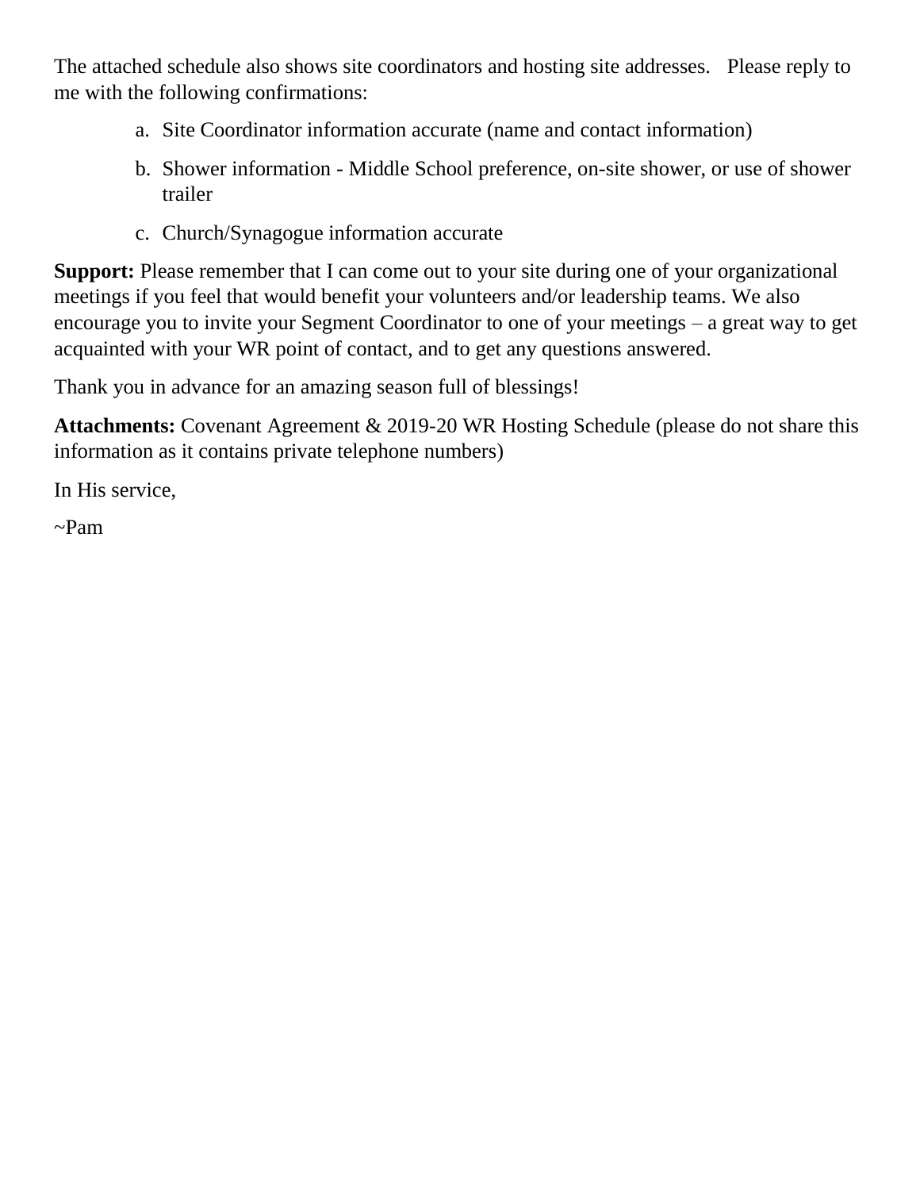The attached schedule also shows site coordinators and hosting site addresses.   Please reply to me with the following confirmations:

a. Site Coordinator information accurate (name and contact information)
b. Shower information - Middle School preference, on-site shower, or use of shower trailer
c. Church/Synagogue information accurate

**Support:** Please remember that I can come out to your site during one of your organizational meetings if you feel that would benefit your volunteers and/or leadership teams. We also encourage you to invite your Segment Coordinator to one of your meetings – a great way to get acquainted with your WR point of contact, and to get any questions answered.

Thank you in advance for an amazing season full of blessings!

**Attachments:** Covenant Agreement & 2019-20 WR Hosting Schedule (please do not share this information as it contains private telephone numbers)

In His service,

~Pam